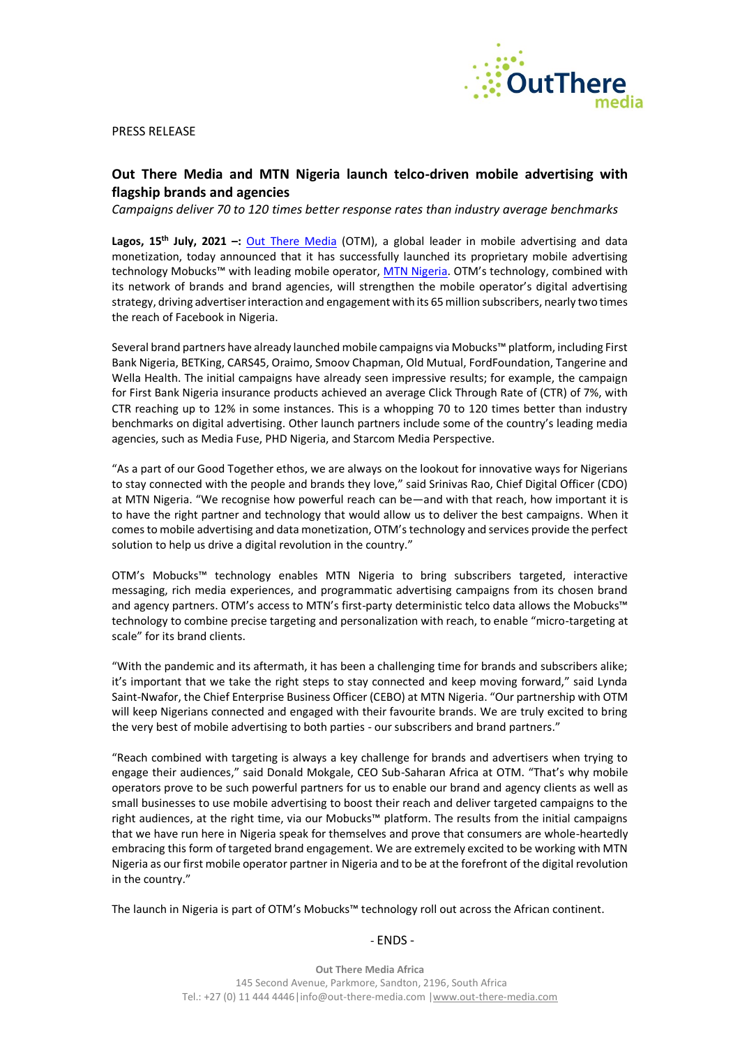PRESS RELEASE

## Out There Media and MTN Nigeria launch telco-driven mobile advertising with flagship brands and agencies

*Campaigns deliver 70 to 120 times better response rates than industry average benchmarks*

**Lagos, 15th July, 2021 –:** Out There Media (OTM), a global leader in mobile advertising and data monetization, today announced that it has successfully launched its proprietary mobile advertising technology Mobucks™ with leading mobile operator, MTN Nigeria. OTM's technology, combined with its network of brands and brand agencies, will strengthen the mobile operator's digital advertising strategy, driving advertiser interaction and engagement with its 65 million subscribers, nearly two times the reach of Facebook in Nigeria.

Several brand partners have already launched mobile campaigns via Mobucks™ platform, including First Bank Nigeria, BETKing, CARS45, Oraimo, Smoov Chapman, Old Mutual, FordFoundation, Tangerine and Wella Health. The initial campaigns have already seen impressive results; for example, the campaign for First Bank Nigeria insurance products achieved an average Click Through Rate of (CTR) of 7%, with CTR reaching up to 12% in some instances. This is a whopping 70 to 120 times better than industry benchmarks on digital advertising. Other launch partners include some of the country's leading media agencies, such as Media Fuse, PHD Nigeria, and Starcom Media Perspective.

"As a part of our Good Together ethos, we are always on the lookout for innovative ways for Nigerians to stay connected with the people and brands they love," said Srinivas Rao, Chief Digital Officer (CDO) at MTN Nigeria. "We recognise how powerful reach can be—and with that reach, how important it is to have the right partner and technology that would allow us to deliver the best campaigns. When it comes to mobile advertising and data monetization, OTM's technology and services provide the perfect solution to help us drive a digital revolution in the country."

OTM's Mobucks™ technology enables MTN Nigeria to bring subscribers targeted, interactive messaging, rich media experiences, and programmatic advertising campaigns from its chosen brand and agency partners. OTM's access to MTN's first-party deterministic telco data allows the Mobucks™ technology to combine precise targeting and personalization with reach, to enable "micro-targeting at scale" for its brand clients.

"With the pandemic and its aftermath, it has been a challenging time for brands and subscribers alike; it's important that we take the right steps to stay connected and keep moving forward," said Lynda Saint-Nwafor, the Chief Enterprise Business Officer (CEBO) at MTN Nigeria. "Our partnership with OTM will keep Nigerians connected and engaged with their favourite brands. We are truly excited to bring the very best of mobile advertising to both parties - our subscribers and brand partners."

"Reach combined with targeting is always a key challenge for brands and advertisers when trying to engage their audiences," said Donald Mokgale, CEO Sub-Saharan Africa at OTM. "That's why mobile operators prove to be such powerful partners for us to enable our brand and agency clients as well as small businesses to use mobile advertising to boost their reach and deliver targeted campaigns to the right audiences, at the right time, via our Mobucks™ platform. The results from the initial campaigns that we have run here in Nigeria speak for themselves and prove that consumers are whole-heartedly embracing this form of targeted brand engagement. We are extremely excited to be working with MTN Nigeria as our first mobile operator partner in Nigeria and to be at the forefront of the digital revolution in the country."

The launch in Nigeria is part of OTM's Mobucks™ technology roll out across the African continent.

- ENDS -

**Out There Media Africa**
145 Second Avenue, Parkmore, Sandton, 2196, South Africa
Tel.: +27 (0) 11 444 4446 | info@out-there-media.com | www.out-there-media.com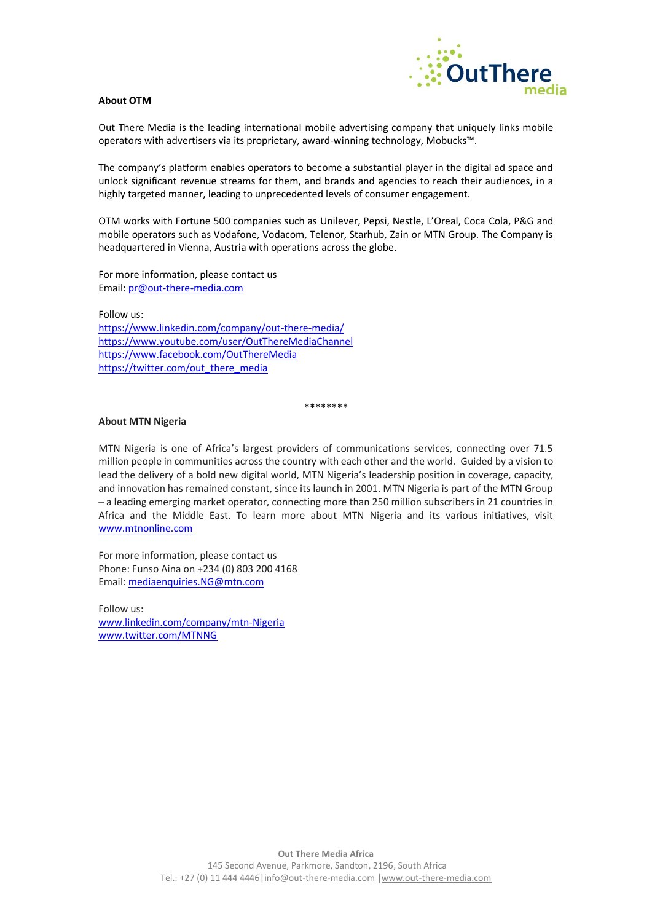**About OTM**

Out There Media is the leading international mobile advertising company that uniquely links mobile operators with advertisers via its proprietary, award-winning technology, Mobucks™.

The company's platform enables operators to become a substantial player in the digital ad space and unlock significant revenue streams for them, and brands and agencies to reach their audiences, in a highly targeted manner, leading to unprecedented levels of consumer engagement.

OTM works with Fortune 500 companies such as Unilever, Pepsi, Nestle, L'Oreal, Coca Cola, P&G and mobile operators such as Vodafone, Vodacom, Telenor, Starhub, Zain or MTN Group. The Company is headquartered in Vienna, Austria with operations across the globe.

For more information, please contact us
Email: pr@out-there-media.com

Follow us:
https://www.linkedin.com/company/out-there-media/
https://www.youtube.com/user/OutThereMediaChannel
https://www.facebook.com/OutThereMedia
https://twitter.com/out_there_media

********

**About MTN Nigeria**

MTN Nigeria is one of Africa's largest providers of communications services, connecting over 71.5 million people in communities across the country with each other and the world. Guided by a vision to lead the delivery of a bold new digital world, MTN Nigeria's leadership position in coverage, capacity, and innovation has remained constant, since its launch in 2001. MTN Nigeria is part of the MTN Group – a leading emerging market operator, connecting more than 250 million subscribers in 21 countries in Africa and the Middle East. To learn more about MTN Nigeria and its various initiatives, visit www.mtnonline.com

For more information, please contact us
Phone: Funso Aina on +234 (0) 803 200 4168
Email: mediaenquiries.NG@mtn.com

Follow us:
www.linkedin.com/company/mtn-Nigeria
www.twitter.com/MTNNG

**Out There Media Africa**
145 Second Avenue, Parkmore, Sandton, 2196, South Africa
Tel.: +27 (0) 11 444 4446 | info@out-there-media.com | www.out-there-media.com